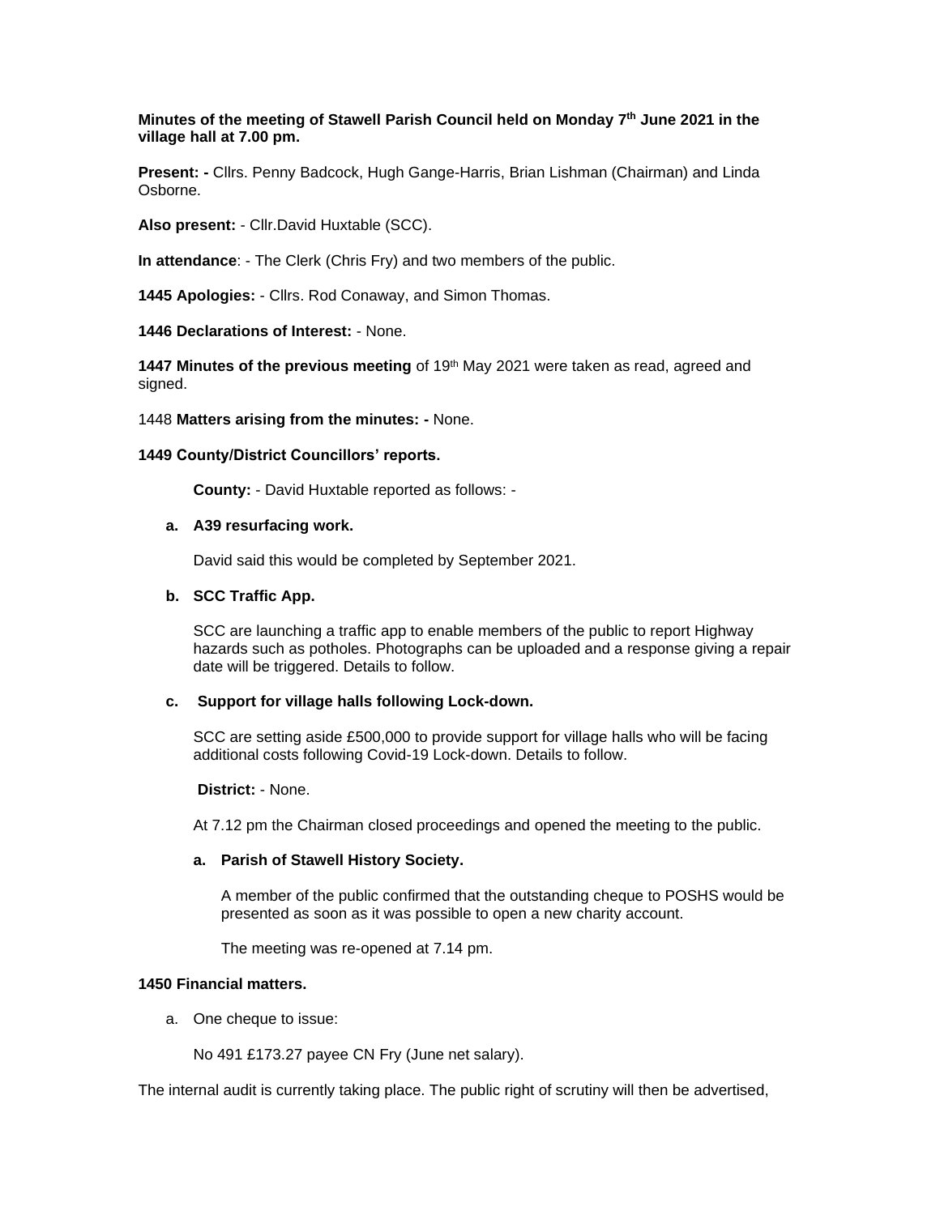**Minutes of the meeting of Stawell Parish Council held on Monday 7th June 2021 in the village hall at 7.00 pm.**

**Present: -** Cllrs. Penny Badcock, Hugh Gange-Harris, Brian Lishman (Chairman) and Linda Osborne.

**Also present:** - Cllr.David Huxtable (SCC).

**In attendance**: - The Clerk (Chris Fry) and two members of the public.

**1445 Apologies:** - Cllrs. Rod Conaway, and Simon Thomas.

**1446 Declarations of Interest:** - None.

**1447 Minutes of the previous meeting** of 19th May 2021 were taken as read, agreed and signed.

1448 **Matters arising from the minutes: -** None.

**1449 County/District Councillors' reports.**

**County:** - David Huxtable reported as follows: -

**a. A39 resurfacing work.**

David said this would be completed by September 2021.

**b. SCC Traffic App.**

SCC are launching a traffic app to enable members of the public to report Highway hazards such as potholes. Photographs can be uploaded and a response giving a repair date will be triggered. Details to follow.

**c. Support for village halls following Lock-down.**

SCC are setting aside £500,000 to provide support for village halls who will be facing additional costs following Covid-19 Lock-down. Details to follow.

**District:** - None.

At 7.12 pm the Chairman closed proceedings and opened the meeting to the public.

**a. Parish of Stawell History Society.**

A member of the public confirmed that the outstanding cheque to POSHS would be presented as soon as it was possible to open a new charity account.

The meeting was re-opened at 7.14 pm.

**1450 Financial matters.**

a. One cheque to issue:

No 491 £173.27 payee CN Fry (June net salary).

The internal audit is currently taking place. The public right of scrutiny will then be advertised,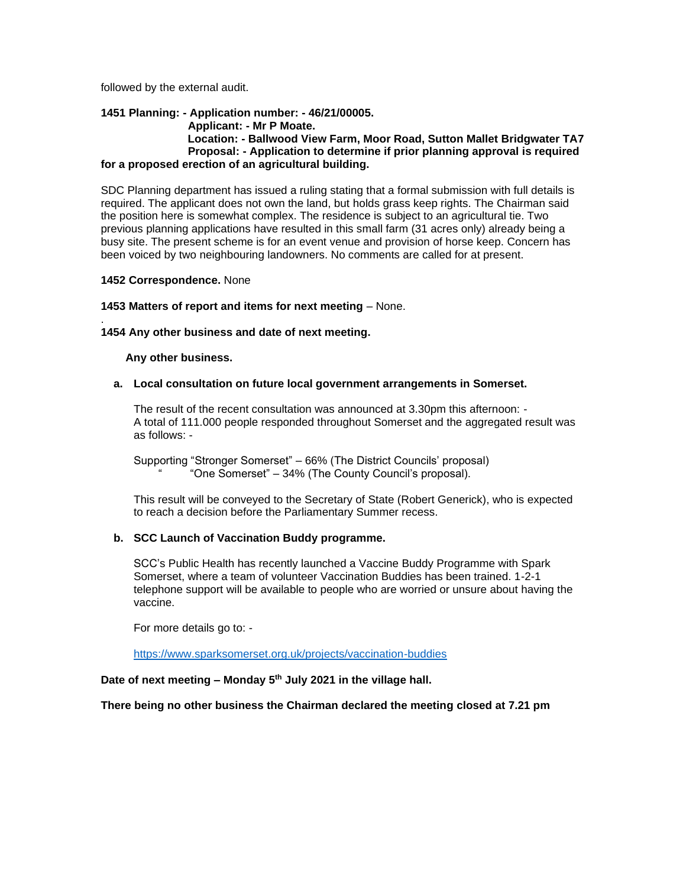followed by the external audit.

**1451 Planning: - Application number: - 46/21/00005.**
**Applicant: - Mr P Moate.**
**Location: - Ballwood View Farm, Moor Road, Sutton Mallet Bridgwater TA7**
**Proposal: - Application to determine if prior planning approval is required for a proposed erection of an agricultural building.**

SDC Planning department has issued a ruling stating that a formal submission with full details is required. The applicant does not own the land, but holds grass keep rights. The Chairman said the position here is somewhat complex. The residence is subject to an agricultural tie. Two previous planning applications have resulted in this small farm (31 acres only) already being a busy site. The present scheme is for an event venue and provision of horse keep. Concern has been voiced by two neighbouring landowners. No comments are called for at present.

**1452 Correspondence.** None

**1453 Matters of report and items for next meeting** – None.

.

**1454 Any other business and date of next meeting.**

**Any other business.**

**a. Local consultation on future local government arrangements in Somerset.**

The result of the recent consultation was announced at 3.30pm this afternoon: -
A total of 111.000 people responded throughout Somerset and the aggregated result was as follows: -

Supporting "Stronger Somerset" – 66% (The District Councils' proposal)
" "One Somerset" – 34% (The County Council's proposal).

This result will be conveyed to the Secretary of State (Robert Generick), who is expected to reach a decision before the Parliamentary Summer recess.

**b. SCC Launch of Vaccination Buddy programme.**

SCC's Public Health has recently launched a Vaccine Buddy Programme with Spark Somerset, where a team of volunteer Vaccination Buddies has been trained. 1-2-1 telephone support will be available to people who are worried or unsure about having the vaccine.

For more details go to: -

https://www.sparksomerset.org.uk/projects/vaccination-buddies

**Date of next meeting – Monday 5th July 2021 in the village hall.**

**There being no other business the Chairman declared the meeting closed at 7.21 pm**